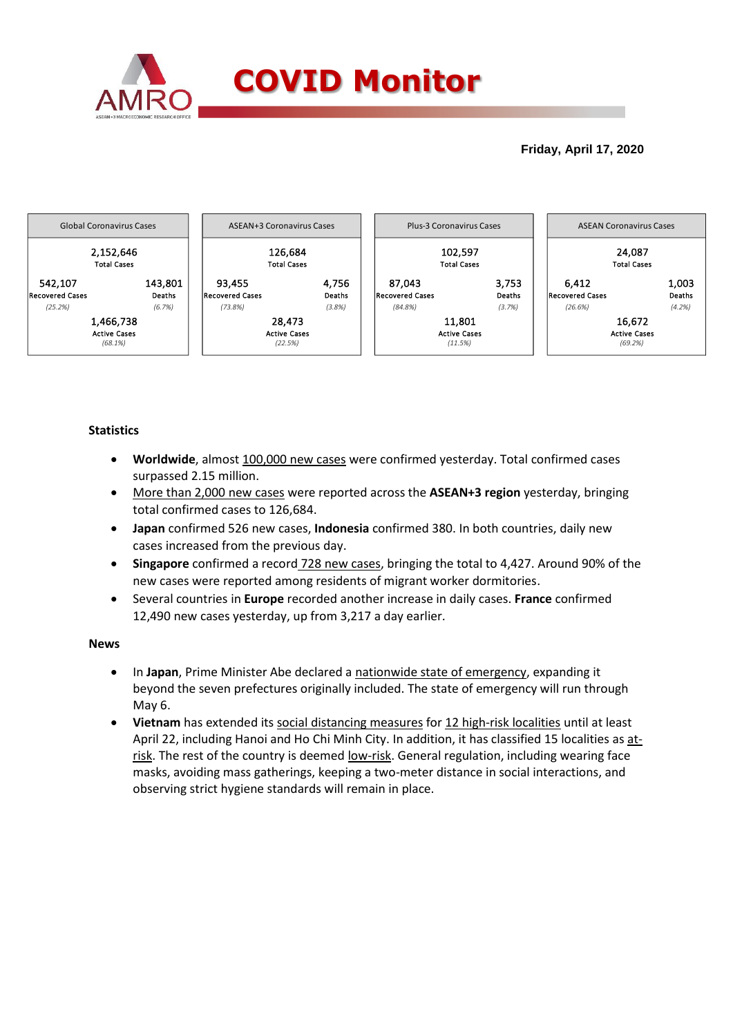# COVID Monitor

**Friday, April 17, 2020**

| Global Coronavirus Cases | | ASEAN+3 Coronavirus Cases | | Plus-3 Coronavirus Cases | | ASEAN Coronavirus Cases | |
|---|---|---|---|---|---|---|---|
| 2,152,646 Total Cases | | 126,684 Total Cases | | 102,597 Total Cases | | 24,087 Total Cases | |
| 542,107 Recovered Cases *(25.2%)* | 143,801 Deaths *(6.7%)* | 93,455 Recovered Cases *(73.8%)* | 4,756 Deaths *(3.8%)* | 87,043 Recovered Cases *(84.8%)* | 3,753 Deaths *(3.7%)* | 6,412 Recovered Cases *(26.6%)* | 1,003 Deaths *(4.2%)* |
| 1,466,738 Active Cases *(68.1%)* | | 28,473 Active Cases *(22.5%)* | | 11,801 Active Cases *(11.5%)* | | 16,672 Active Cases *(69.2%)* | |

### Statistics

- **Worldwide**, almost 100,000 new cases were confirmed yesterday. Total confirmed cases surpassed 2.15 million.
- More than 2,000 new cases were reported across the **ASEAN+3 region** yesterday, bringing total confirmed cases to 126,684.
- **Japan** confirmed 526 new cases, **Indonesia** confirmed 380. In both countries, daily new cases increased from the previous day.
- **Singapore** confirmed a record 728 new cases, bringing the total to 4,427. Around 90% of the new cases were reported among residents of migrant worker dormitories.
- Several countries in **Europe** recorded another increase in daily cases. **France** confirmed 12,490 new cases yesterday, up from 3,217 a day earlier.

### News

- In **Japan**, Prime Minister Abe declared a nationwide state of emergency, expanding it beyond the seven prefectures originally included. The state of emergency will run through May 6.
- **Vietnam** has extended its social distancing measures for 12 high-risk localities until at least April 22, including Hanoi and Ho Chi Minh City. In addition, it has classified 15 localities as at-risk. The rest of the country is deemed low-risk. General regulation, including wearing face masks, avoiding mass gatherings, keeping a two-meter distance in social interactions, and observing strict hygiene standards will remain in place.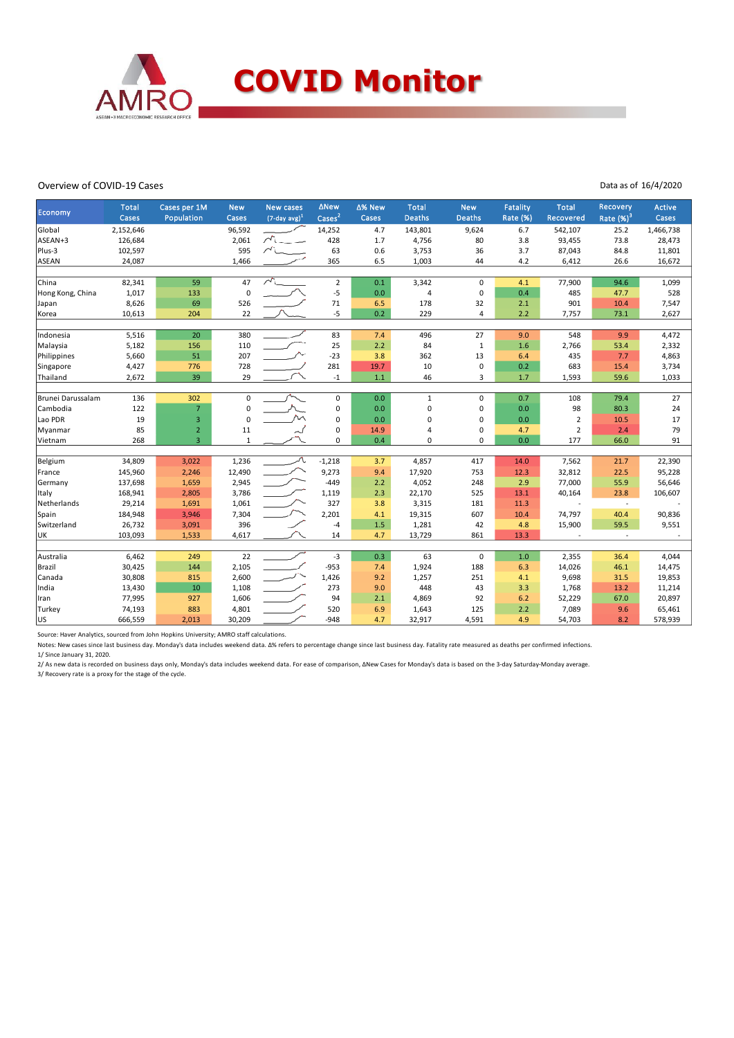# COVID Monitor

Overview of COVID-19 Cases

Data as of 16/4/2020

| Economy | Total Cases | Cases per 1M Population | New Cases | New cases (7-day avg)[1] | ΔNew Cases[2] | Δ% New Cases | Total Deaths | New Deaths | Fatality Rate (%) | Total Recovered | Recovery Rate (%)[3] | Active Cases |
|---|---|---|---|---|---|---|---|---|---|---|---|---|
| Global | 2,152,646 | | 96,592 | | 14,252 | 4.7 | 143,801 | 9,624 | 6.7 | 542,107 | 25.2 | 1,466,738 |
| ASEAN+3 | 126,684 | | 2,061 | | 428 | 1.7 | 4,756 | 80 | 3.8 | 93,455 | 73.8 | 28,473 |
| Plus-3 | 102,597 | | 595 | | 63 | 0.6 | 3,753 | 36 | 3.7 | 87,043 | 84.8 | 11,801 |
| ASEAN | 24,087 | | 1,466 | | 365 | 6.5 | 1,003 | 44 | 4.2 | 6,412 | 26.6 | 16,672 |
| | | | | | | | | | | | | |
| China | 82,341 | 59 | 47 | | 2 | 0.1 | 3,342 | 0 | 4.1 | 77,900 | 94.6 | 1,099 |
| Hong Kong, China | 1,017 | 133 | 0 | | -5 | 0.0 | 4 | 0 | 0.4 | 485 | 47.7 | 528 |
| Japan | 8,626 | 69 | 526 | | 71 | 6.5 | 178 | 32 | 2.1 | 901 | 10.4 | 7,547 |
| Korea | 10,613 | 204 | 22 | | -5 | 0.2 | 229 | 4 | 2.2 | 7,757 | 73.1 | 2,627 |
| | | | | | | | | | | | | |
| Indonesia | 5,516 | 20 | 380 | | 83 | 7.4 | 496 | 27 | 9.0 | 548 | 9.9 | 4,472 |
| Malaysia | 5,182 | 156 | 110 | | 25 | 2.2 | 84 | 1 | 1.6 | 2,766 | 53.4 | 2,332 |
| Philippines | 5,660 | 51 | 207 | | -23 | 3.8 | 362 | 13 | 6.4 | 435 | 7.7 | 4,863 |
| Singapore | 4,427 | 776 | 728 | | 281 | 19.7 | 10 | 0 | 0.2 | 683 | 15.4 | 3,734 |
| Thailand | 2,672 | 39 | 29 | | -1 | 1.1 | 46 | 3 | 1.7 | 1,593 | 59.6 | 1,033 |
| | | | | | | | | | | | | |
| Brunei Darussalam | 136 | 302 | 0 | | 0 | 0.0 | 1 | 0 | 0.7 | 108 | 79.4 | 27 |
| Cambodia | 122 | 7 | 0 | | 0 | 0.0 | 0 | 0 | 0.0 | 98 | 80.3 | 24 |
| Lao PDR | 19 | 3 | 0 | | 0 | 0.0 | 0 | 0 | 0.0 | 2 | 10.5 | 17 |
| Myanmar | 85 | 2 | 11 | | 0 | 14.9 | 4 | 0 | 4.7 | 2 | 2.4 | 79 |
| Vietnam | 268 | 3 | 1 | | 0 | 0.4 | 0 | 0 | 0.0 | 177 | 66.0 | 91 |
| | | | | | | | | | | | | |
| Belgium | 34,809 | 3,022 | 1,236 | | -1,218 | 3.7 | 4,857 | 417 | 14.0 | 7,562 | 21.7 | 22,390 |
| France | 145,960 | 2,246 | 12,490 | | 9,273 | 9.4 | 17,920 | 753 | 12.3 | 32,812 | 22.5 | 95,228 |
| Germany | 137,698 | 1,659 | 2,945 | | -449 | 2.2 | 4,052 | 248 | 2.9 | 77,000 | 55.9 | 56,646 |
| Italy | 168,941 | 2,805 | 3,786 | | 1,119 | 2.3 | 22,170 | 525 | 13.1 | 40,164 | 23.8 | 106,607 |
| Netherlands | 29,214 | 1,691 | 1,061 | | 327 | 3.8 | 3,315 | 181 | 11.3 | - | - | - |
| Spain | 184,948 | 3,946 | 7,304 | | 2,201 | 4.1 | 19,315 | 607 | 10.4 | 74,797 | 40.4 | 90,836 |
| Switzerland | 26,732 | 3,091 | 396 | | -4 | 1.5 | 1,281 | 42 | 4.8 | 15,900 | 59.5 | 9,551 |
| UK | 103,093 | 1,533 | 4,617 | | 14 | 4.7 | 13,729 | 861 | 13.3 | - | - | - |
| | | | | | | | | | | | | |
| Australia | 6,462 | 249 | 22 | | -3 | 0.3 | 63 | 0 | 1.0 | 2,355 | 36.4 | 4,044 |
| Brazil | 30,425 | 144 | 2,105 | | -953 | 7.4 | 1,924 | 188 | 6.3 | 14,026 | 46.1 | 14,475 |
| Canada | 30,808 | 815 | 2,600 | | 1,426 | 9.2 | 1,257 | 251 | 4.1 | 9,698 | 31.5 | 19,853 |
| India | 13,430 | 10 | 1,108 | | 273 | 9.0 | 448 | 43 | 3.3 | 1,768 | 13.2 | 11,214 |
| Iran | 77,995 | 927 | 1,606 | | 94 | 2.1 | 4,869 | 92 | 6.2 | 52,229 | 67.0 | 20,897 |
| Turkey | 74,193 | 883 | 4,801 | | 520 | 6.9 | 1,643 | 125 | 2.2 | 7,089 | 9.6 | 65,461 |
| US | 666,559 | 2,013 | 30,209 | | -948 | 4.7 | 32,917 | 4,591 | 4.9 | 54,703 | 8.2 | 578,939 |

Source: Haver Analytics, sourced from John Hopkins University; AMRO staff calculations.

Notes: New cases since last business day. Monday's data includes weekend data. Δ% refers to percentage change since last business day. Fatality rate measured as deaths per confirmed infections.

1/ Since January 31, 2020.

2/ As new data is recorded on business days only, Monday's data includes weekend data. For ease of comparison, ΔNew Cases for Monday's data is based on the 3-day Saturday-Monday average.

3/ Recovery rate is a proxy for the stage of the cycle.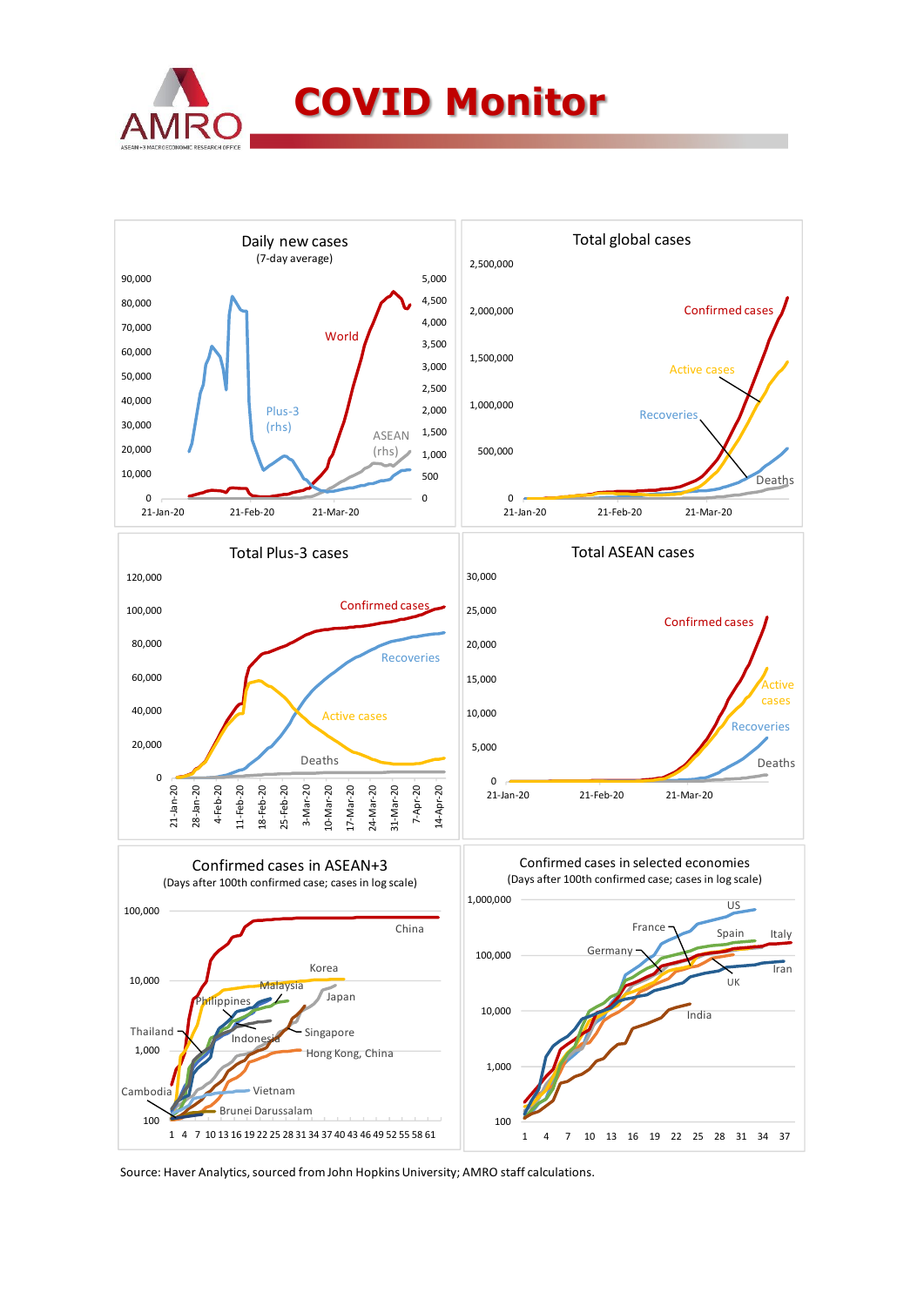# COVID Monitor

AMRO
ASEAN+3 MACROECONOMIC RESEARCH OFFICE

## Daily new cases
(7-day average)

90,000
80,000
70,000
60,000
50,000
40,000
30,000
20,000
10,000
0

5,000
4,500
4,000
3,500
3,000
2,500
2,000
1,500
1,000
500
0

World
Plus-3 (rhs)
ASEAN (rhs)

21-Jan-20
21-Feb-20
21-Mar-20

## Total global cases

2,500,000
2,000,000
1,500,000
1,000,000
500,000
0

Confirmed cases
Active cases
Recoveries
Deaths

21-Jan-20
21-Feb-20
21-Mar-20

## Total Plus-3 cases

120,000
100,000
80,000
60,000
40,000
20,000
0

Confirmed cases
Recoveries
Active cases
Deaths

21-Jan-20
28-Jan-20
4-Feb-20
11-Feb-20
18-Feb-20
25-Feb-20
3-Mar-20
10-Mar-20
17-Mar-20
24-Mar-20
31-Mar-20
7-Apr-20
14-Apr-20

## Total ASEAN cases

30,000
25,000
20,000
15,000
10,000
5,000
0

Confirmed cases
Active cases
Recoveries
Deaths

21-Jan-20
21-Feb-20
21-Mar-20

## Confirmed cases in ASEAN+3
(Days after 100th confirmed case; cases in log scale)

100,000
10,000
1,000
100

China
Korea
Malaysia
Japan
Philippines
Thailand
Indonesia
Singapore
Hong Kong, China
Cambodia
Vietnam
Brunei Darussalam

1 4 7 10 13 16 19 22 25 28 31 34 37 40 43 46 49 52 55 58 61

## Confirmed cases in selected economies
(Days after 100th confirmed case; cases in log scale)

1,000,000
100,000
10,000
1,000
100

US
France
Spain
Italy
Germany
Iran
UK
India

1 4 7 10 13 16 19 22 25 28 31 34 37

Source: Haver Analytics, sourced from John Hopkins University; AMRO staff calculations.